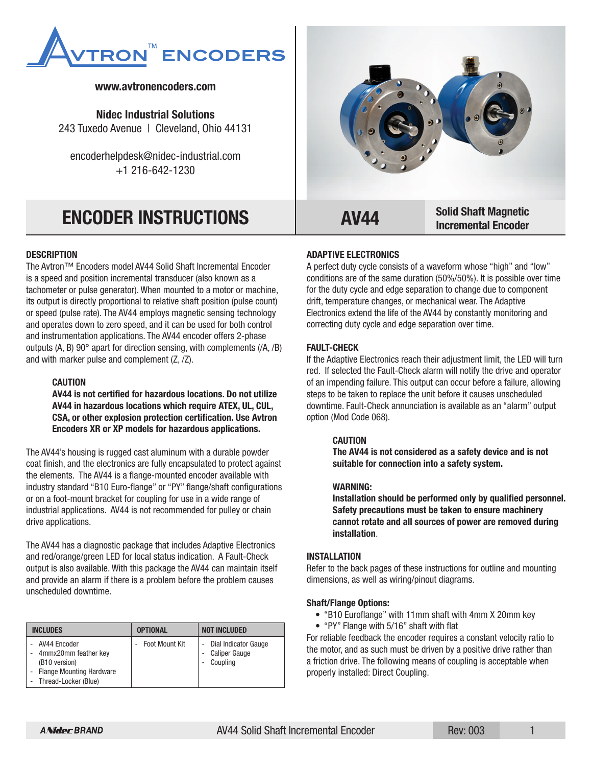# AVTRON™ ENCODERS

**www.avtronencoders.com**

**Nidec Industrial Solutions**
243 Tuxedo Avenue | Cleveland, Ohio 44131

encoderhelpdesk@nidec-industrial.com
+1 216-642-1230

# ENCODER INSTRUCTIONS

# AV44

**Solid Shaft Magnetic Incremental Encoder**

## DESCRIPTION

The Avtron™ Encoders model AV44 Solid Shaft Incremental Encoder is a speed and position incremental transducer (also known as a tachometer or pulse generator). When mounted to a motor or machine, its output is directly proportional to relative shaft position (pulse count) or speed (pulse rate). The AV44 employs magnetic sensing technology and operates down to zero speed, and it can be used for both control and instrumentation applications. The AV44 encoder offers 2-phase outputs (A, B) 90° apart for direction sensing, with complements (/A, /B) and with marker pulse and complement (Z, /Z).

**CAUTION**

**AV44 is not certified for hazardous locations. Do not utilize AV44 in hazardous locations which require ATEX, UL, CUL, CSA, or other explosion protection certification. Use Avtron Encoders XR or XP models for hazardous applications.**

The AV44's housing is rugged cast aluminum with a durable powder coat finish, and the electronics are fully encapsulated to protect against the elements. The AV44 is a flange-mounted encoder available with industry standard "B10 Euro-flange" or "PY" flange/shaft configurations or on a foot-mount bracket for coupling for use in a wide range of industrial applications. AV44 is not recommended for pulley or chain drive applications.

The AV44 has a diagnostic package that includes Adaptive Electronics and red/orange/green LED for local status indication. A Fault-Check output is also available. With this package the AV44 can maintain itself and provide an alarm if there is a problem before the problem causes unscheduled downtime.

| INCLUDES | OPTIONAL | NOT INCLUDED |
|---|---|---|
| - AV44 Encoder<br>- 4mmx20mm feather key (B10 version)<br>- Flange Mounting Hardware<br>- Thread-Locker (Blue) | - Foot Mount Kit | - Dial Indicator Gauge<br>- Caliper Gauge<br>- Coupling |

## ADAPTIVE ELECTRONICS

A perfect duty cycle consists of a waveform whose "high" and "low" conditions are of the same duration (50%/50%). It is possible over time for the duty cycle and edge separation to change due to component drift, temperature changes, or mechanical wear. The Adaptive Electronics extend the life of the AV44 by constantly monitoring and correcting duty cycle and edge separation over time.

## FAULT-CHECK

If the Adaptive Electronics reach their adjustment limit, the LED will turn red. If selected the Fault-Check alarm will notify the drive and operator of an impending failure. This output can occur before a failure, allowing steps to be taken to replace the unit before it causes unscheduled downtime. Fault-Check annunciation is available as an "alarm" output option (Mod Code 068).

**CAUTION**

**The AV44 is not considered as a safety device and is not suitable for connection into a safety system.**

**WARNING:**

**Installation should be performed only by qualified personnel. Safety precautions must be taken to ensure machinery cannot rotate and all sources of power are removed during installation**.

## INSTALLATION

Refer to the back pages of these instructions for outline and mounting dimensions, as well as wiring/pinout diagrams.

### Shaft/Flange Options:

- "B10 Euroflange" with 11mm shaft with 4mm X 20mm key
- "PY" Flange with 5/16" shaft with flat

For reliable feedback the encoder requires a constant velocity ratio to the motor, and as such must be driven by a positive drive rather than a friction drive. The following means of coupling is acceptable when properly installed: Direct Coupling.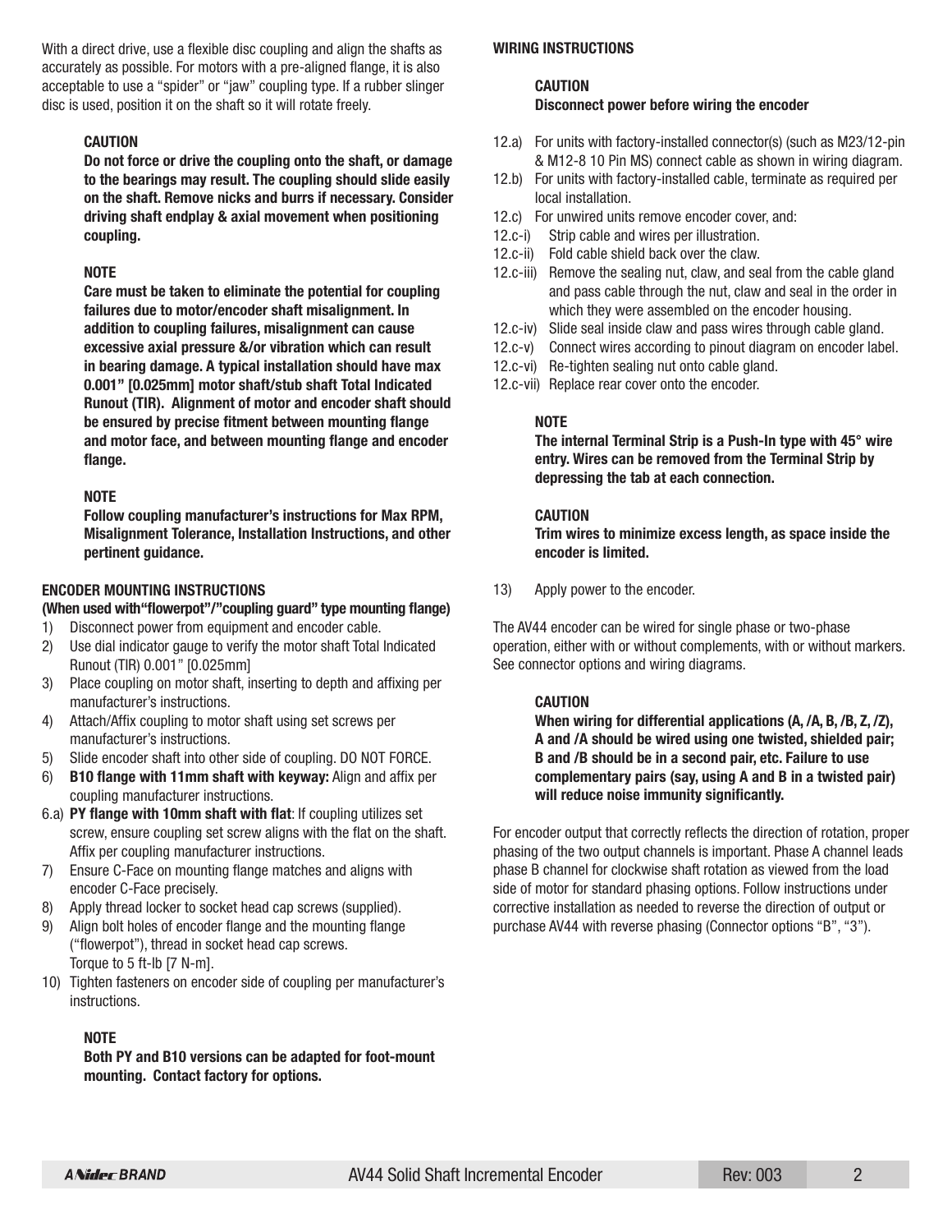With a direct drive, use a flexible disc coupling and align the shafts as accurately as possible. For motors with a pre-aligned flange, it is also acceptable to use a "spider" or "jaw" coupling type. If a rubber slinger disc is used, position it on the shaft so it will rotate freely.

**CAUTION**

**Do not force or drive the coupling onto the shaft, or damage to the bearings may result. The coupling should slide easily on the shaft. Remove nicks and burrs if necessary. Consider driving shaft endplay & axial movement when positioning coupling.**

**NOTE**

**Care must be taken to eliminate the potential for coupling failures due to motor/encoder shaft misalignment. In addition to coupling failures, misalignment can cause excessive axial pressure &/or vibration which can result in bearing damage. A typical installation should have max 0.001" [0.025mm] motor shaft/stub shaft Total Indicated Runout (TIR). Alignment of motor and encoder shaft should be ensured by precise fitment between mounting flange and motor face, and between mounting flange and encoder flange.**

**NOTE**

**Follow coupling manufacturer's instructions for Max RPM, Misalignment Tolerance, Installation Instructions, and other pertinent guidance.**

**ENCODER MOUNTING INSTRUCTIONS**
**(When used with"flowerpot"/"coupling guard" type mounting flange)**

1) Disconnect power from equipment and encoder cable.
2) Use dial indicator gauge to verify the motor shaft Total Indicated Runout (TIR) 0.001" [0.025mm]
3) Place coupling on motor shaft, inserting to depth and affixing per manufacturer's instructions.
4) Attach/Affix coupling to motor shaft using set screws per manufacturer's instructions.
5) Slide encoder shaft into other side of coupling. DO NOT FORCE.
6) **B10 flange with 11mm shaft with keyway:** Align and affix per coupling manufacturer instructions.

6.a) **PY flange with 10mm shaft with flat**: If coupling utilizes set screw, ensure coupling set screw aligns with the flat on the shaft. Affix per coupling manufacturer instructions.

7) Ensure C-Face on mounting flange matches and aligns with encoder C-Face precisely.
8) Apply thread locker to socket head cap screws (supplied).
9) Align bolt holes of encoder flange and the mounting flange ("flowerpot"), thread in socket head cap screws. Torque to 5 ft-lb [7 N-m].
10) Tighten fasteners on encoder side of coupling per manufacturer's instructions.

**NOTE**

**Both PY and B10 versions can be adapted for foot-mount mounting. Contact factory for options.**

**WIRING INSTRUCTIONS**

**CAUTION**
**Disconnect power before wiring the encoder**

12.a) For units with factory-installed connector(s) (such as M23/12-pin & M12-8 10 Pin MS) connect cable as shown in wiring diagram.

12.b) For units with factory-installed cable, terminate as required per local installation.

12.c) For unwired units remove encoder cover, and:

12.c-i) Strip cable and wires per illustration.

12.c-ii) Fold cable shield back over the claw.

12.c-iii) Remove the sealing nut, claw, and seal from the cable gland and pass cable through the nut, claw and seal in the order in which they were assembled on the encoder housing.

12.c-iv) Slide seal inside claw and pass wires through cable gland.

12.c-v) Connect wires according to pinout diagram on encoder label.

12.c-vi) Re-tighten sealing nut onto cable gland.

12.c-vii) Replace rear cover onto the encoder.

**NOTE**

**The internal Terminal Strip is a Push-In type with 45° wire entry. Wires can be removed from the Terminal Strip by depressing the tab at each connection.**

**CAUTION**

**Trim wires to minimize excess length, as space inside the encoder is limited.**

13) Apply power to the encoder.

The AV44 encoder can be wired for single phase or two-phase operation, either with or without complements, with or without markers. See connector options and wiring diagrams.

**CAUTION**

**When wiring for differential applications (A, /A, B, /B, Z, /Z), A and /A should be wired using one twisted, shielded pair; B and /B should be in a second pair, etc. Failure to use complementary pairs (say, using A and B in a twisted pair) will reduce noise immunity significantly.**

For encoder output that correctly reflects the direction of rotation, proper phasing of the two output channels is important. Phase A channel leads phase B channel for clockwise shaft rotation as viewed from the load side of motor for standard phasing options. Follow instructions under corrective installation as needed to reverse the direction of output or purchase AV44 with reverse phasing (Connector options "B", "3").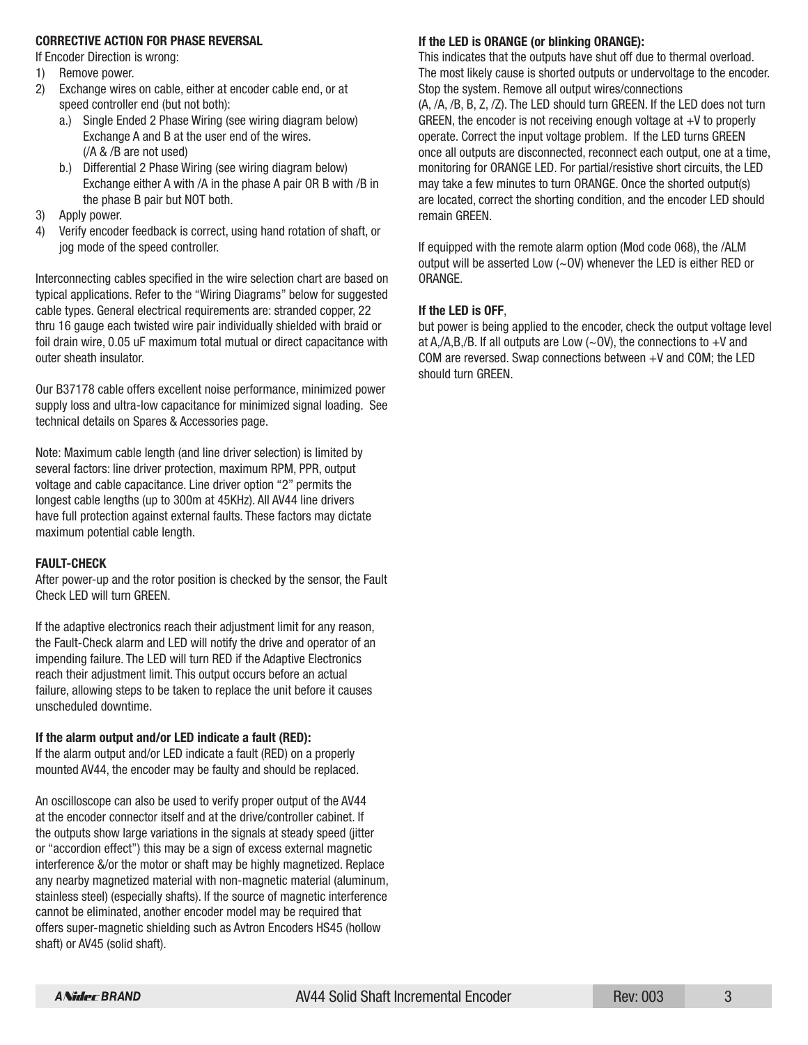**CORRECTIVE ACTION FOR PHASE REVERSAL**

If Encoder Direction is wrong:

1) Remove power.
2) Exchange wires on cable, either at encoder cable end, or at speed controller end (but not both):
    a.) Single Ended 2 Phase Wiring (see wiring diagram below) Exchange A and B at the user end of the wires. (/A & /B are not used)
    b.) Differential 2 Phase Wiring (see wiring diagram below) Exchange either A with /A in the phase A pair OR B with /B in the phase B pair but NOT both.
3) Apply power.
4) Verify encoder feedback is correct, using hand rotation of shaft, or jog mode of the speed controller.

Interconnecting cables specified in the wire selection chart are based on typical applications. Refer to the "Wiring Diagrams" below for suggested cable types. General electrical requirements are: stranded copper, 22 thru 16 gauge each twisted wire pair individually shielded with braid or foil drain wire, 0.05 uF maximum total mutual or direct capacitance with outer sheath insulator.

Our B37178 cable offers excellent noise performance, minimized power supply loss and ultra-low capacitance for minimized signal loading. See technical details on Spares & Accessories page.

Note: Maximum cable length (and line driver selection) is limited by several factors: line driver protection, maximum RPM, PPR, output voltage and cable capacitance. Line driver option "2" permits the longest cable lengths (up to 300m at 45KHz). All AV44 line drivers have full protection against external faults. These factors may dictate maximum potential cable length.

**FAULT-CHECK**

After power-up and the rotor position is checked by the sensor, the Fault Check LED will turn GREEN.

If the adaptive electronics reach their adjustment limit for any reason, the Fault-Check alarm and LED will notify the drive and operator of an impending failure. The LED will turn RED if the Adaptive Electronics reach their adjustment limit. This output occurs before an actual failure, allowing steps to be taken to replace the unit before it causes unscheduled downtime.

**If the alarm output and/or LED indicate a fault (RED):**

If the alarm output and/or LED indicate a fault (RED) on a properly mounted AV44, the encoder may be faulty and should be replaced.

An oscilloscope can also be used to verify proper output of the AV44 at the encoder connector itself and at the drive/controller cabinet. If the outputs show large variations in the signals at steady speed (jitter or "accordion effect") this may be a sign of excess external magnetic interference &/or the motor or shaft may be highly magnetized. Replace any nearby magnetized material with non-magnetic material (aluminum, stainless steel) (especially shafts). If the source of magnetic interference cannot be eliminated, another encoder model may be required that offers super-magnetic shielding such as Avtron Encoders HS45 (hollow shaft) or AV45 (solid shaft).

**If the LED is ORANGE (or blinking ORANGE):**

This indicates that the outputs have shut off due to thermal overload. The most likely cause is shorted outputs or undervoltage to the encoder. Stop the system. Remove all output wires/connections (A, /A, /B, B, Z, /Z). The LED should turn GREEN. If the LED does not turn GREEN, the encoder is not receiving enough voltage at +V to properly operate. Correct the input voltage problem. If the LED turns GREEN once all outputs are disconnected, reconnect each output, one at a time, monitoring for ORANGE LED. For partial/resistive short circuits, the LED may take a few minutes to turn ORANGE. Once the shorted output(s) are located, correct the shorting condition, and the encoder LED should remain GREEN.

If equipped with the remote alarm option (Mod code 068), the /ALM output will be asserted Low (~0V) whenever the LED is either RED or ORANGE.

**If the LED is OFF**,

but power is being applied to the encoder, check the output voltage level at A,/A,B,/B. If all outputs are Low (~0V), the connections to +V and COM are reversed. Swap connections between +V and COM; the LED should turn GREEN.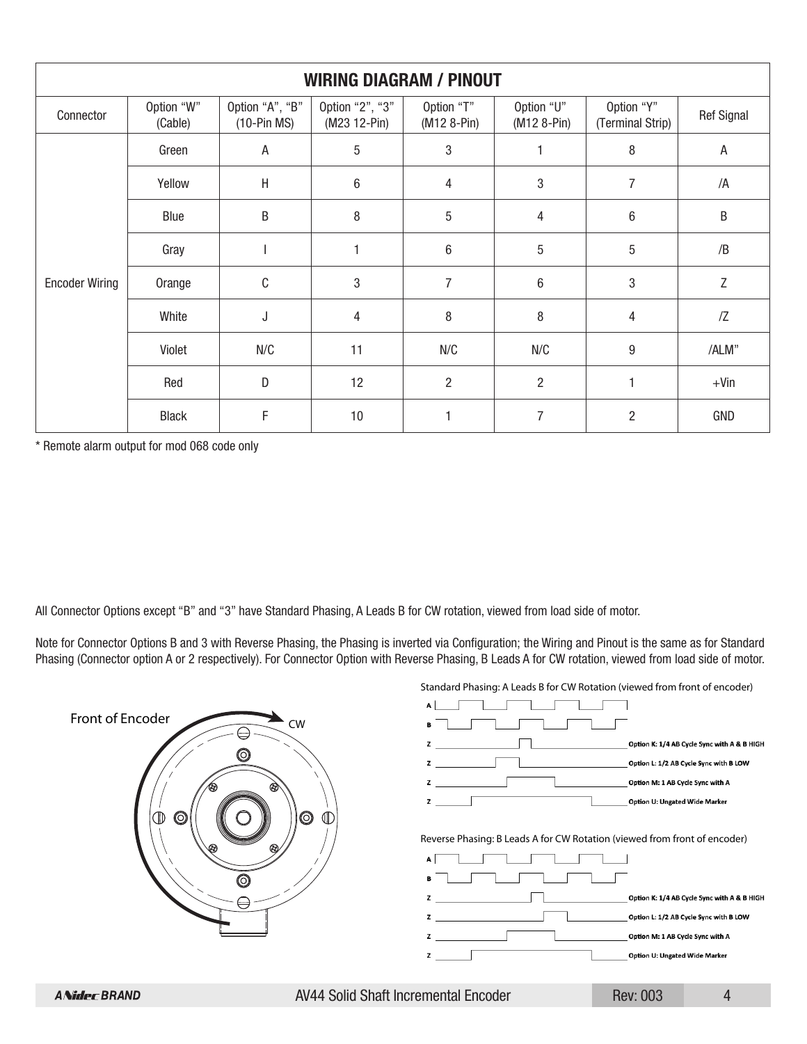| WIRING DIAGRAM / PINOUT | | | | | | | |
|---|---|---|---|---|---|---|---|
| Connector | Option "W" (Cable) | Option "A", "B" (10-Pin MS) | Option "2", "3" (M23 12-Pin) | Option "T" (M12 8-Pin) | Option "U" (M12 8-Pin) | Option "Y" (Terminal Strip) | Ref Signal |
| Encoder Wiring | Green | A | 5 | 3 | 1 | 8 | A |
| | Yellow | H | 6 | 4 | 3 | 7 | /A |
| | Blue | B | 8 | 5 | 4 | 6 | B |
| | Gray | I | 1 | 6 | 5 | 5 | /B |
| | Orange | C | 3 | 7 | 6 | 3 | Z |
| | White | J | 4 | 8 | 8 | 4 | /Z |
| | Violet | N/C | 11 | N/C | N/C | 9 | /ALM" |
| | Red | D | 12 | 2 | 2 | 1 | +Vin |
| | Black | F | 10 | 1 | 7 | 2 | GND |

* Remote alarm output for mod 068 code only

All Connector Options except "B" and "3" have Standard Phasing, A Leads B for CW rotation, viewed from load side of motor.

Note for Connector Options B and 3 with Reverse Phasing, the Phasing is inverted via Configuration; the Wiring and Pinout is the same as for Standard Phasing (Connector option A or 2 respectively). For Connector Option with Reverse Phasing, B Leads A for CW rotation, viewed from load side of motor.

Front of Encoder

CW

Standard Phasing: A Leads B for CW Rotation (viewed from front of encoder)

A
B
Z — Option K: 1/4 AB Cycle Sync with A & B HIGH
Z — Option L: 1/2 AB Cycle Sync with B LOW
Z — Option M: 1 AB Cycle Sync with A
Z — Option U: Ungated Wide Marker

Reverse Phasing: B Leads A for CW Rotation (viewed from front of encoder)

A
B
Z — Option K: 1/4 AB Cycle Sync with A & B HIGH
Z — Option L: 1/2 AB Cycle Sync with B LOW
Z — Option M: 1 AB Cycle Sync with A
Z — Option U: Ungated Wide Marker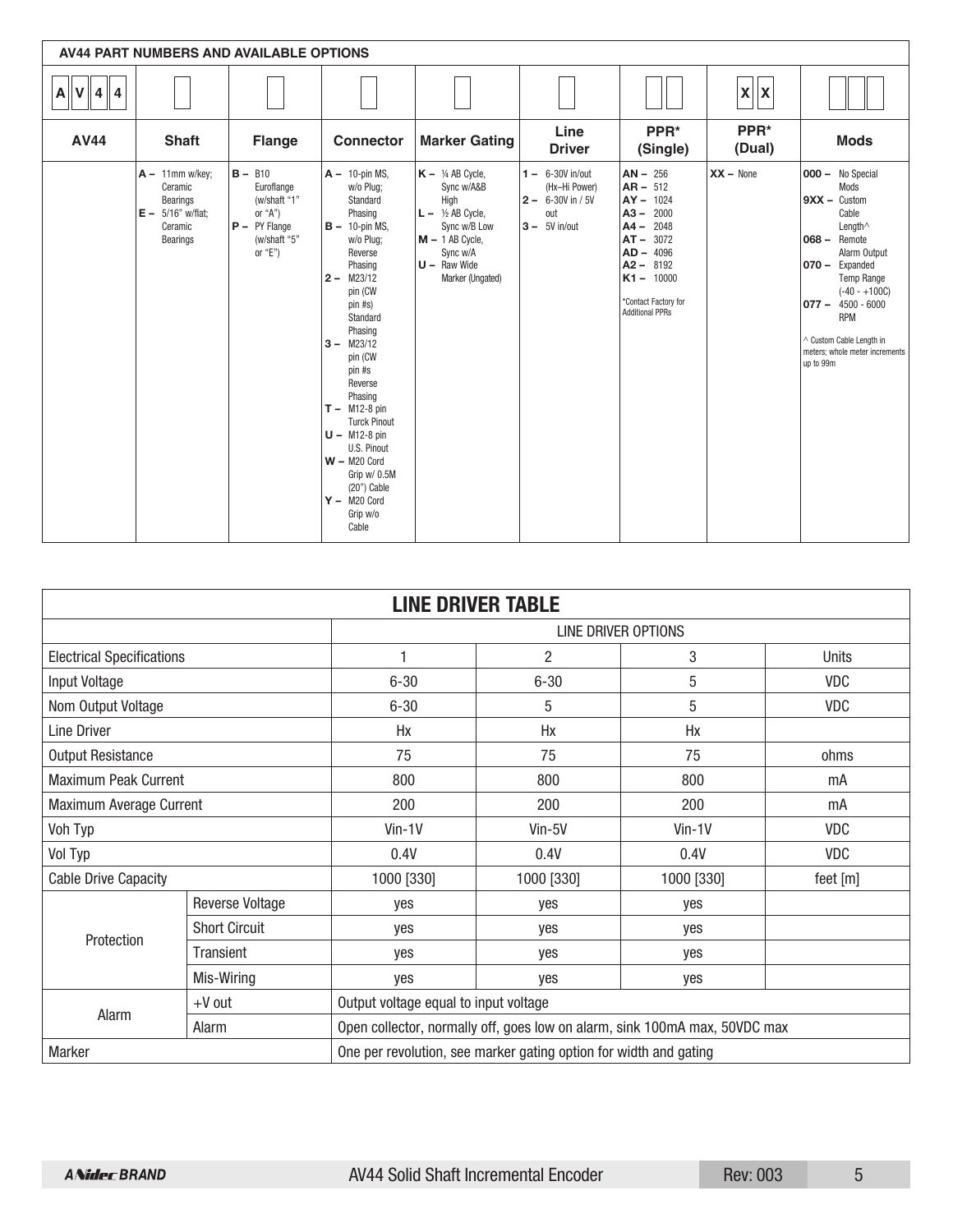## AV44 PART NUMBERS AND AVAILABLE OPTIONS

| A V 4 4 | | | | | | | X X | |
|---|---|---|---|---|---|---|---|---|
| **AV44** | **Shaft** | **Flange** | **Connector** | **Marker Gating** | **Line Driver** | **PPR* (Single)** | **PPR* (Dual)** | **Mods** |
| | **A –** 11mm w/key; Ceramic Bearings<br>**E –** 5/16" w/flat; Ceramic Bearings | **B –** B10 Euroflange (w/shaft "1" or "A")<br>**P –** PY Flange (w/shaft "5" or "E") | **A –** 10-pin MS, w/o Plug; Standard Phasing<br>**B –** 10-pin MS, w/o Plug; Reverse Phasing<br>**2 –** M23/12 pin (CW pin #s) Standard Phasing<br>**3 –** M23/12 pin (CW pin #s Reverse Phasing<br>**T –** M12-8 pin Turck Pinout<br>**U –** M12-8 pin U.S. Pinout<br>**W –** M20 Cord Grip w/ 0.5M (20") Cable<br>**Y –** M20 Cord Grip w/o Cable | **K –** ¼ AB Cycle, Sync w/A&B High<br>**L –** ½ AB Cycle, Sync w/B Low<br>**M –** 1 AB Cycle, Sync w/A<br>**U –** Raw Wide Marker (Ungated) | **1 –** 6-30V in/out (Hx–Hi Power)<br>**2 –** 6-30V in / 5V out<br>**3 –** 5V in/out | **AN –** 256<br>**AR –** 512<br>**AY –** 1024<br>**A3 –** 2000<br>**A4 –** 2048<br>**AT –** 3072<br>**AD –** 4096<br>**A2 –** 8192<br>**K1 –** 10000<br><br>*Contact Factory for Additional PPRs | **XX –** None | **000 –** No Special Mods<br>**9XX –** Custom Cable Length^<br>**068 –** Remote Alarm Output<br>**070 –** Expanded Temp Range (-40 - +100C)<br>**077 –** 4500 - 6000 RPM<br><br>^ Custom Cable Length in meters; whole meter increments up to 99m |

## LINE DRIVER TABLE

| | | LINE DRIVER OPTIONS | | | |
|---|---|---|---|---|---|
| Electrical Specifications | | 1 | 2 | 3 | Units |
| Input Voltage | | 6-30 | 6-30 | 5 | VDC |
| Nom Output Voltage | | 6-30 | 5 | 5 | VDC |
| Line Driver | | Hx | Hx | Hx | |
| Output Resistance | | 75 | 75 | 75 | ohms |
| Maximum Peak Current | | 800 | 800 | 800 | mA |
| Maximum Average Current | | 200 | 200 | 200 | mA |
| Voh Typ | | Vin-1V | Vin-5V | Vin-1V | VDC |
| Vol Typ | | 0.4V | 0.4V | 0.4V | VDC |
| Cable Drive Capacity | | 1000 [330] | 1000 [330] | 1000 [330] | feet [m] |
| Protection | Reverse Voltage | yes | yes | yes | |
| | Short Circuit | yes | yes | yes | |
| | Transient | yes | yes | yes | |
| | Mis-Wiring | yes | yes | yes | |
| Alarm | +V out | Output voltage equal to input voltage | | | |
| | Alarm | Open collector, normally off, goes low on alarm, sink 100mA max, 50VDC max | | | |
| Marker | | One per revolution, see marker gating option for width and gating | | | |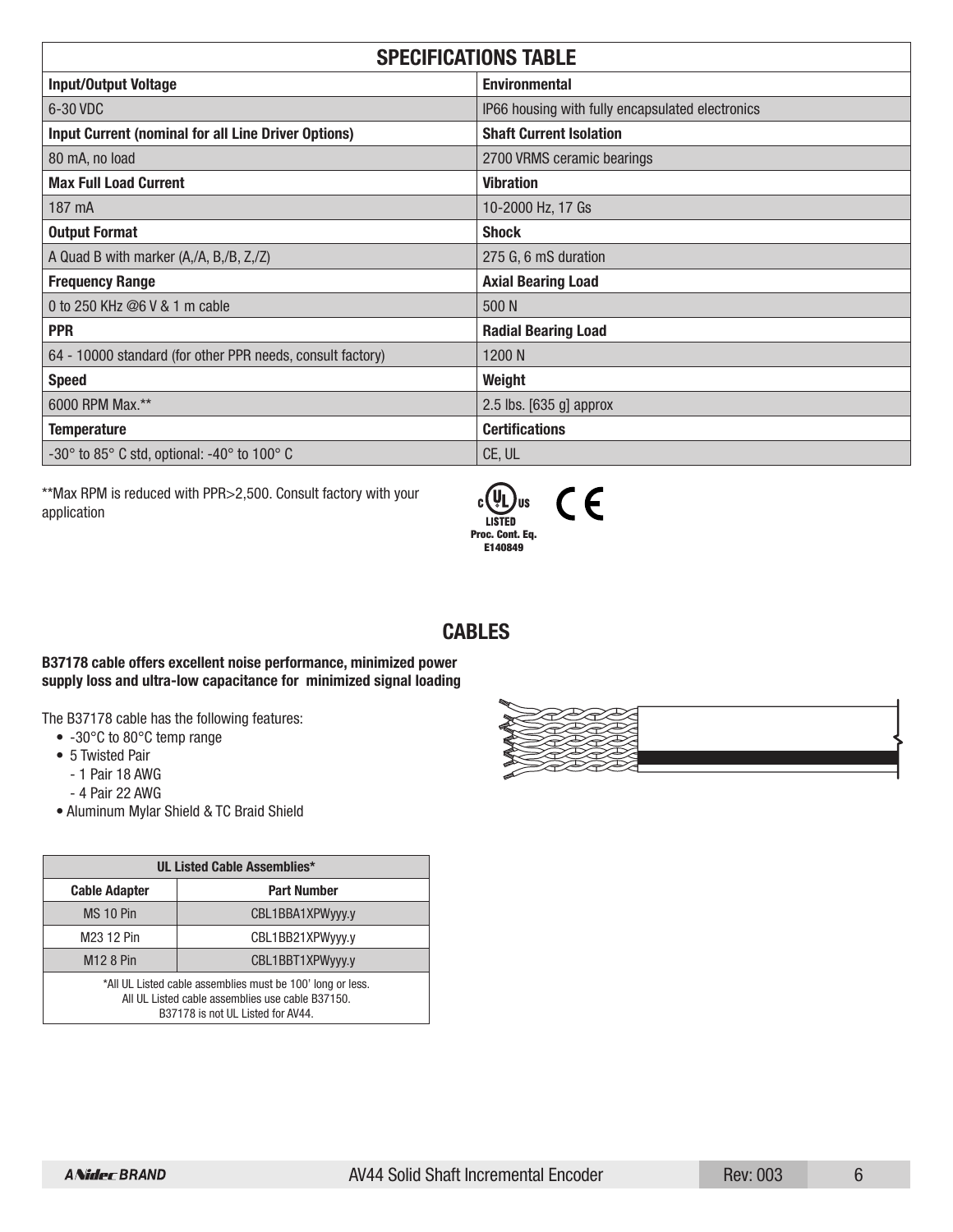## SPECIFICATIONS TABLE

| **Input/Output Voltage** | **Environmental** |
|---|---|
| 6-30 VDC | IP66 housing with fully encapsulated electronics |
| **Input Current (nominal for all Line Driver Options)** | **Shaft Current Isolation** |
| 80 mA, no load | 2700 VRMS ceramic bearings |
| **Max Full Load Current** | **Vibration** |
| 187 mA | 10-2000 Hz, 17 Gs |
| **Output Format** | **Shock** |
| A Quad B with marker (A,/A, B,/B, Z,/Z) | 275 G, 6 mS duration |
| **Frequency Range** | **Axial Bearing Load** |
| 0 to 250 KHz @6 V & 1 m cable | 500 N |
| **PPR** | **Radial Bearing Load** |
| 64 - 10000 standard (for other PPR needs, consult factory) | 1200 N |
| **Speed** | **Weight** |
| 6000 RPM Max.** | 2.5 lbs. [635 g] approx |
| **Temperature** | **Certifications** |
| -30° to 85° C std, optional: -40° to 100° C | CE, UL |

**Max RPM is reduced with PPR>2,500. Consult factory with your application

c UL us LISTED Proc. Cont. Eq. E140849 CE

## CABLES

**B37178 cable offers excellent noise performance, minimized power supply loss and ultra-low capacitance for minimized signal loading**

The B37178 cable has the following features:

- -30°C to 80°C temp range
- 5 Twisted Pair
  - 1 Pair 18 AWG
  - 4 Pair 22 AWG
- Aluminum Mylar Shield & TC Braid Shield

| UL Listed Cable Assemblies* | |
|---|---|
| **Cable Adapter** | **Part Number** |
| MS 10 Pin | CBL1BBA1XPWyyy.y |
| M23 12 Pin | CBL1BB21XPWyyy.y |
| M12 8 Pin | CBL1BBT1XPWyyy.y |

*All UL Listed cable assemblies must be 100' long or less.
All UL Listed cable assemblies use cable B37150.
B37178 is not UL Listed for AV44.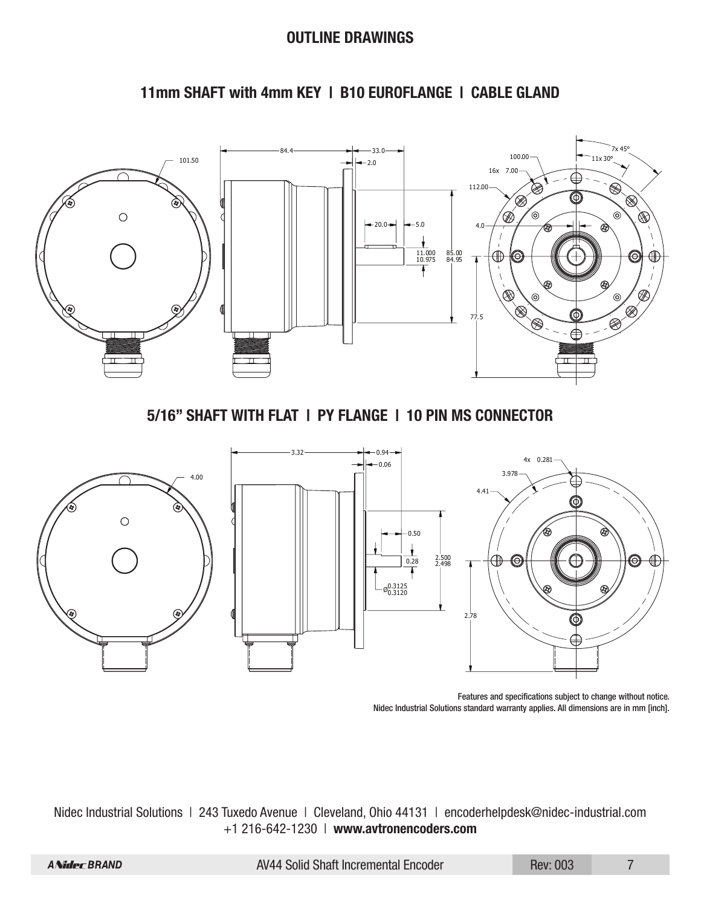## OUTLINE DRAWINGS

### 11mm SHAFT with 4mm KEY | B10 EUROFLANGE | CABLE GLAND

101.50

84.4

33.0

2.0

20.0

5.0

11.000
10.975

85.00
84.95

100.00

16x 7.00

112.00

7x 45°

11x 30°

4.0

77.5

### 5/16" SHAFT WITH FLAT | PY FLANGE | 10 PIN MS CONNECTOR

4.00

3.32

0.94

0.06

0.50

0.28

2.500
2.498

Ø0.3125
0.3120

4x 0.281

3.978

4.41

2.78

Features and specifications subject to change without notice.
Nidec Industrial Solutions standard warranty applies. All dimensions are in mm [inch].

Nidec Industrial Solutions | 243 Tuxedo Avenue | Cleveland, Ohio 44131 | encoderhelpdesk@nidec-industrial.com
+1 216-642-1230 | **www.avtronencoders.com**